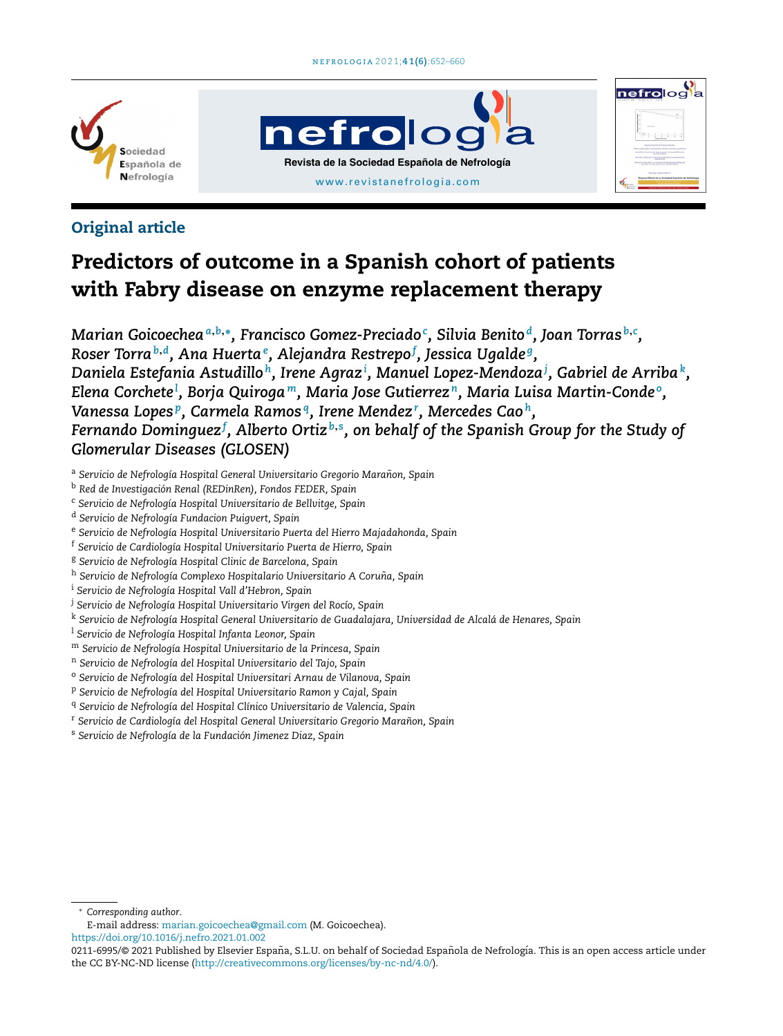Original article

# Predictors of outcome in a Spanish cohort of patients with Fabry disease on enzyme replacement therapy

*Marian Goicoechea [a,b,*], Francisco Gomez-Preciado [c], Silvia Benito [d], Joan Torras [b,c], Roser Torra [b,d], Ana Huerta [e], Alejandra Restrepo [f], Jessica Ugalde [g], Daniela Estefania Astudillo [h], Irene Agraz [i], Manuel Lopez-Mendoza [j], Gabriel de Arriba [k], Elena Corchete [l], Borja Quiroga [m], Maria Jose Gutierrez [n], Maria Luisa Martin-Conde [o], Vanessa Lopes [p], Carmela Ramos [q], Irene Mendez [r], Mercedes Cao [h], Fernando Dominguez [f], Alberto Ortiz [b,s], on behalf of the Spanish Group for the Study of Glomerular Diseases (GLOSEN)*

[a] Servicio de Nefrología Hospital General Universitario Gregorio Marañon, Spain
[b] Red de Investigación Renal (REDinRen), Fondos FEDER, Spain
[c] Servicio de Nefrología Hospital Universitario de Bellvitge, Spain
[d] Servicio de Nefrología Fundacion Puigvert, Spain
[e] Servicio de Nefrología Hospital Universitario Puerta del Hierro Majadahonda, Spain
[f] Servicio de Cardiología Hospital Universitario Puerta de Hierro, Spain
[g] Servicio de Nefrología Hospital Clinic de Barcelona, Spain
[h] Servicio de Nefrología Complexo Hospitalario Universitario A Coruña, Spain
[i] Servicio de Nefrología Hospital Vall d'Hebron, Spain
[j] Servicio de Nefrología Hospital Universitario Virgen del Rocío, Spain
[k] Servicio de Nefrología Hospital General Universitario de Guadalajara, Universidad de Alcalá de Henares, Spain
[l] Servicio de Nefrología Hospital Infanta Leonor, Spain
[m] Servicio de Nefrología Hospital Universitario de la Princesa, Spain
[n] Servicio de Nefrología del Hospital Universitario del Tajo, Spain
[o] Servicio de Nefrología del Hospital Universitari Arnau de Vilanova, Spain
[p] Servicio de Nefrología del Hospital Universitario Ramon y Cajal, Spain
[q] Servicio de Nefrología del Hospital Clínico Universitario de Valencia, Spain
[r] Servicio de Cardiología del Hospital General Universitario Gregorio Marañon, Spain
[s] Servicio de Nefrología de la Fundación Jimenez Diaz, Spain

[*] Corresponding author.
E-mail address: marian.goicoechea@gmail.com (M. Goicoechea).

https://doi.org/10.1016/j.nefro.2021.01.002

0211-6995/© 2021 Published by Elsevier España, S.L.U. on behalf of Sociedad Española de Nefrología. This is an open access article under the CC BY-NC-ND license (http://creativecommons.org/licenses/by-nc-nd/4.0/).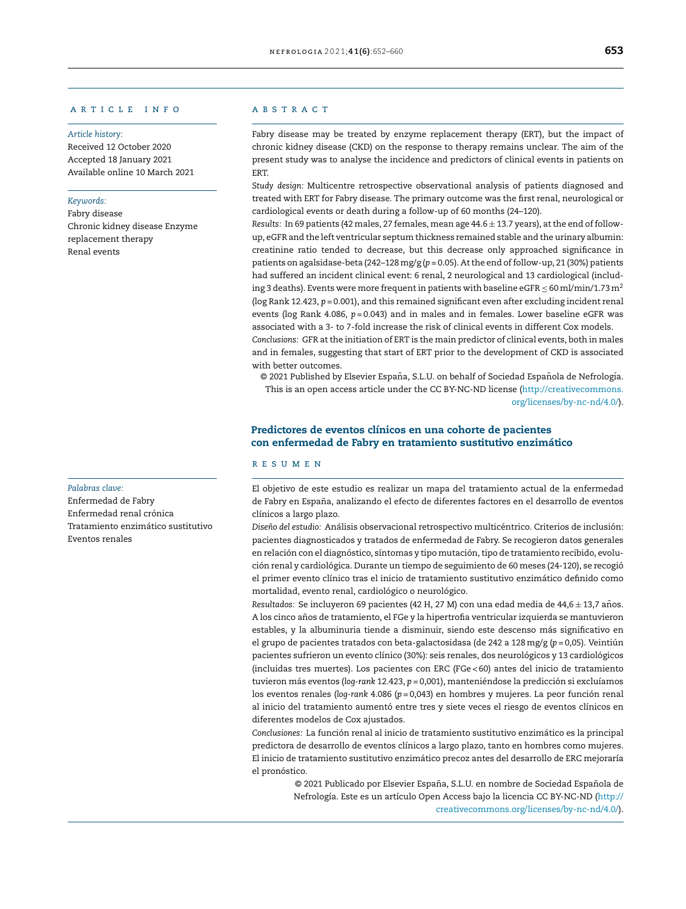## ARTICLE INFO

*Article history:*
Received 12 October 2020
Accepted 18 January 2021
Available online 10 March 2021

*Keywords:*
Fabry disease
Chronic kidney disease Enzyme replacement therapy
Renal events

## ABSTRACT

Fabry disease may be treated by enzyme replacement therapy (ERT), but the impact of chronic kidney disease (CKD) on the response to therapy remains unclear. The aim of the present study was to analyse the incidence and predictors of clinical events in patients on ERT.

*Study design:* Multicentre retrospective observational analysis of patients diagnosed and treated with ERT for Fabry disease. The primary outcome was the first renal, neurological or cardiological events or death during a follow-up of 60 months (24–120).

*Results:* In 69 patients (42 males, 27 females, mean age 44.6 ± 13.7 years), at the end of follow-up, eGFR and the left ventricular septum thickness remained stable and the urinary albumin: creatinine ratio tended to decrease, but this decrease only approached significance in patients on agalsidase-beta (242–128 mg/g ($p = 0.05$). At the end of follow-up, 21 (30%) patients had suffered an incident clinical event: 6 renal, 2 neurological and 13 cardiological (including 3 deaths). Events were more frequent in patients with baseline eGFR ≤ 60 ml/min/1.73 m$^2$ (log Rank 12.423, $p = 0.001$), and this remained significant even after excluding incident renal events (log Rank 4.086, $p = 0.043$) and in males and in females. Lower baseline eGFR was associated with a 3- to 7-fold increase the risk of clinical events in different Cox models.

*Conclusions:* GFR at the initiation of ERT is the main predictor of clinical events, both in males and in females, suggesting that start of ERT prior to the development of CKD is associated with better outcomes.

© 2021 Published by Elsevier España, S.L.U. on behalf of Sociedad Española de Nefrología. This is an open access article under the CC BY-NC-ND license (http://creativecommons.org/licenses/by-nc-nd/4.0/).

## Predictores de eventos clínicos en una cohorte de pacientes con enfermedad de Fabry en tratamiento sustitutivo enzimático

*Palabras clave:*
Enfermedad de Fabry
Enfermedad renal crónica
Tratamiento enzimático sustitutivo
Eventos renales

## RESUMEN

El objetivo de este estudio es realizar un mapa del tratamiento actual de la enfermedad de Fabry en España, analizando el efecto de diferentes factores en el desarrollo de eventos clínicos a largo plazo.

*Diseño del estudio:* Análisis observacional retrospectivo multicéntrico. Criterios de inclusión: pacientes diagnosticados y tratados de enfermedad de Fabry. Se recogieron datos generales en relación con el diagnóstico, síntomas y tipo mutación, tipo de tratamiento recibido, evolución renal y cardiológica. Durante un tiempo de seguimiento de 60 meses (24-120), se recogió el primer evento clínico tras el inicio de tratamiento sustitutivo enzimático definido como mortalidad, evento renal, cardiológico o neurológico.

*Resultados:* Se incluyeron 69 pacientes (42 H, 27 M) con una edad media de 44,6 ± 13,7 años. A los cinco años de tratamiento, el FGe y la hipertrofia ventricular izquierda se mantuvieron estables, y la albuminuria tiende a disminuir, siendo este descenso más significativo en el grupo de pacientes tratados con beta-galactosidasa (de 242 a 128 mg/g ($p = 0{,}05$). Veintiún pacientes sufrieron un evento clínico (30%): seis renales, dos neurológicos y 13 cardiológicos (incluidas tres muertes). Los pacientes con ERC (FGe < 60) antes del inicio de tratamiento tuvieron más eventos (*log-rank* 12.423, $p = 0{,}001$), manteniéndose la predicción si excluíamos los eventos renales (*log-rank* 4.086 ($p = 0{,}043$) en hombres y mujeres. La peor función renal al inicio del tratamiento aumentó entre tres y siete veces el riesgo de eventos clínicos en diferentes modelos de Cox ajustados.

*Conclusiones:* La función renal al inicio de tratamiento sustitutivo enzimático es la principal predictora de desarrollo de eventos clínicos a largo plazo, tanto en hombres como mujeres. El inicio de tratamiento sustitutivo enzimático precoz antes del desarrollo de ERC mejoraría el pronóstico.

© 2021 Publicado por Elsevier España, S.L.U. en nombre de Sociedad Española de Nefrología. Este es un artículo Open Access bajo la licencia CC BY-NC-ND (http://creativecommons.org/licenses/by-nc-nd/4.0/).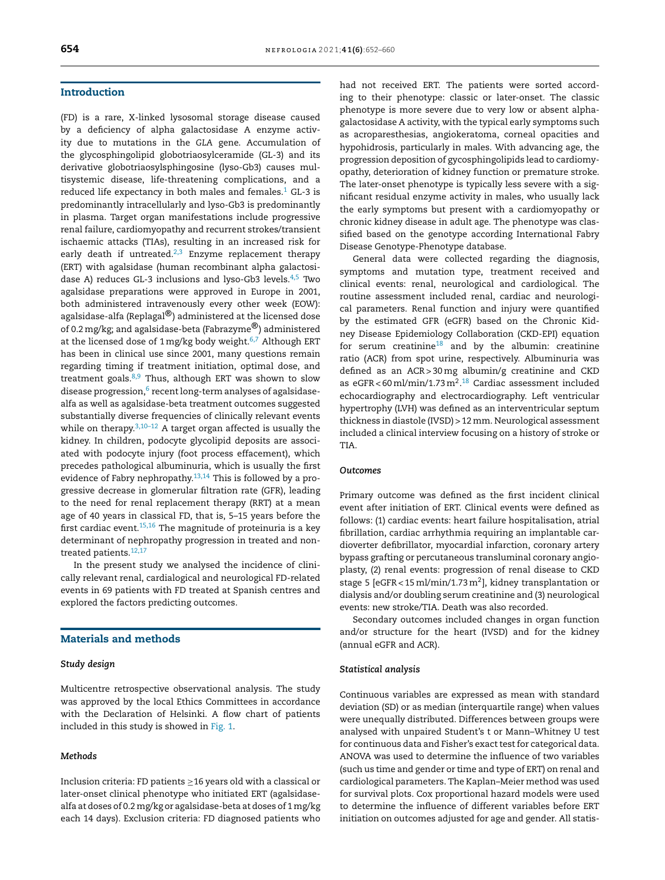## Introduction

(FD) is a rare, X-linked lysosomal storage disease caused by a deficiency of alpha galactosidase A enzyme activity due to mutations in the *GLA* gene. Accumulation of the glycosphingolipid globotriaosylceramide (GL-3) and its derivative globotriaosylsphingosine (lyso-Gb3) causes multisystemic disease, life-threatening complications, and a reduced life expectancy in both males and females.[1] GL-3 is predominantly intracellularly and lyso-Gb3 is predominantly in plasma. Target organ manifestations include progressive renal failure, cardiomyopathy and recurrent strokes/transient ischaemic attacks (TIAs), resulting in an increased risk for early death if untreated.[2,3] Enzyme replacement therapy (ERT) with agalsidase (human recombinant alpha galactosidase A) reduces GL-3 inclusions and lyso-Gb3 levels.[4,5] Two agalsidase preparations were approved in Europe in 2001, both administered intravenously every other week (EOW): agalsidase-alfa (Replagal®) administered at the licensed dose of 0.2 mg/kg; and agalsidase-beta (Fabrazyme®) administered at the licensed dose of 1 mg/kg body weight.[6,7] Although ERT has been in clinical use since 2001, many questions remain regarding timing if treatment initiation, optimal dose, and treatment goals.[8,9] Thus, although ERT was shown to slow disease progression,[6] recent long-term analyses of agalsidase-alfa as well as agalsidase-beta treatment outcomes suggested substantially diverse frequencies of clinically relevant events while on therapy.[3,10–12] A target organ affected is usually the kidney. In children, podocyte glycolipid deposits are associated with podocyte injury (foot process effacement), which precedes pathological albuminuria, which is usually the first evidence of Fabry nephropathy.[13,14] This is followed by a progressive decrease in glomerular filtration rate (GFR), leading to the need for renal replacement therapy (RRT) at a mean age of 40 years in classical FD, that is, 5–15 years before the first cardiac event.[15,16] The magnitude of proteinuria is a key determinant of nephropathy progression in treated and non-treated patients.[12,17]

In the present study we analysed the incidence of clinically relevant renal, cardiological and neurological FD-related events in 69 patients with FD treated at Spanish centres and explored the factors predicting outcomes.

## Materials and methods

### Study design

Multicentre retrospective observational analysis. The study was approved by the local Ethics Committees in accordance with the Declaration of Helsinki. A flow chart of patients included in this study is showed in Fig. 1.

### Methods

Inclusion criteria: FD patients ≥16 years old with a classical or later-onset clinical phenotype who initiated ERT (agalsidase-alfa at doses of 0.2 mg/kg or agalsidase-beta at doses of 1 mg/kg each 14 days). Exclusion criteria: FD diagnosed patients who had not received ERT. The patients were sorted according to their phenotype: classic or later-onset. The classic phenotype is more severe due to very low or absent alpha-galactosidase A activity, with the typical early symptoms such as acroparesthesias, angiokeratoma, corneal opacities and hypohidrosis, particularly in males. With advancing age, the progression deposition of gycosphingolipids lead to cardiomyopathy, deterioration of kidney function or premature stroke. The later-onset phenotype is typically less severe with a significant residual enzyme activity in males, who usually lack the early symptoms but present with a cardiomyopathy or chronic kidney disease in adult age. The phenotype was classified based on the genotype according International Fabry Disease Genotype-Phenotype database.

General data were collected regarding the diagnosis, symptoms and mutation type, treatment received and clinical events: renal, neurological and cardiological. The routine assessment included renal, cardiac and neurological parameters. Renal function and injury were quantified by the estimated GFR (eGFR) based on the Chronic Kidney Disease Epidemiology Collaboration (CKD-EPI) equation for serum creatinine[18] and by the albumin: creatinine ratio (ACR) from spot urine, respectively. Albuminuria was defined as an ACR > 30 mg albumin/g creatinine and CKD as eGFR < 60 ml/min/1.73 $m^2$.[18] Cardiac assessment included echocardiography and electrocardiography. Left ventricular hypertrophy (LVH) was defined as an interventricular septum thickness in diastole (IVSD) > 12 mm. Neurological assessment included a clinical interview focusing on a history of stroke or TIA.

### Outcomes

Primary outcome was defined as the first incident clinical event after initiation of ERT. Clinical events were defined as follows: (1) cardiac events: heart failure hospitalisation, atrial fibrillation, cardiac arrhythmia requiring an implantable cardioverter defibrillator, myocardial infarction, coronary artery bypass grafting or percutaneous transluminal coronary angioplasty, (2) renal events: progression of renal disease to CKD stage 5 [eGFR < 15 ml/min/1.73 $m^2$], kidney transplantation or dialysis and/or doubling serum creatinine and (3) neurological events: new stroke/TIA. Death was also recorded.

Secondary outcomes included changes in organ function and/or structure for the heart (IVSD) and for the kidney (annual eGFR and ACR).

### Statistical analysis

Continuous variables are expressed as mean with standard deviation (SD) or as median (interquartile range) when values were unequally distributed. Differences between groups were analysed with unpaired Student's t or Mann–Whitney U test for continuous data and Fisher's exact test for categorical data. ANOVA was used to determine the influence of two variables (such us time and gender or time and type of ERT) on renal and cardiological parameters. The Kaplan–Meier method was used for survival plots. Cox proportional hazard models were used to determine the influence of different variables before ERT initiation on outcomes adjusted for age and gender. All statis-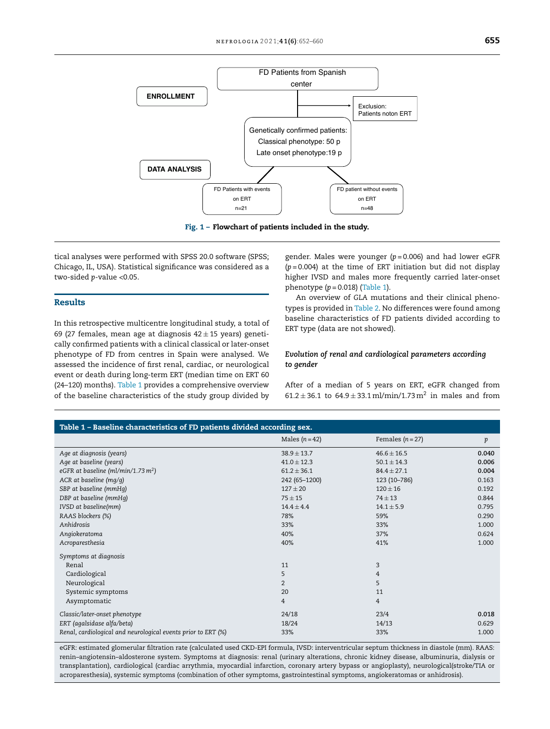FD Patients from Spanish center

ENROLLMENT

Exclusion: Patients noton ERT

Genetically confirmed patients: Classical phenotype: 50 p Late onset phenotype:19 p

DATA ANALYSIS

FD Patients with events on ERT n=21

FD patient without events on ERT n=48

**Fig. 1 – Flowchart of patients included in the study.**

tical analyses were performed with SPSS 20.0 software (SPSS; Chicago, IL, USA). Statistical significance was considered as a two-sided *p*-value <0.05.

## Results

In this retrospective multicentre longitudinal study, a total of 69 (27 females, mean age at diagnosis 42 ± 15 years) genetically confirmed patients with a clinical classical or later-onset phenotype of FD from centres in Spain were analysed. We assessed the incidence of first renal, cardiac, or neurological event or death during long-term ERT (median time on ERT 60 (24–120) months). Table 1 provides a comprehensive overview of the baseline characteristics of the study group divided by gender. Males were younger ($p = 0.006$) and had lower eGFR ($p = 0.004$) at the time of ERT initiation but did not display higher IVSD and males more frequently carried later-onset phenotype ($p = 0.018$) (Table 1).

An overview of *GLA* mutations and their clinical phenotypes is provided in Table 2. No differences were found among baseline characteristics of FD patients divided according to ERT type (data are not showed).

### *Evolution of renal and cardiological parameters according to gender*

After of a median of 5 years on ERT, eGFR changed from 61.2 ± 36.1 to 64.9 ± 33.1 ml/min/1.73 m$^2$ in males and from

**Table 1 – Baseline characteristics of FD patients divided according sex.**

| | Males (n = 42) | Females (n = 27) | *p* |
|---|---|---|---|
| *Age at diagnosis (years)* | 38.9 ± 13.7 | 46.6 ± 16.5 | **0.040** |
| *Age at baseline (years)* | 41.0 ± 12.3 | 50.1 ± 14.3 | **0.006** |
| *eGFR at baseline (ml/min/1.73 m$^2$)* | 61.2 ± 36.1 | 84.4 ± 27.1 | **0.004** |
| *ACR at baseline (mg/g)* | 242 (65–1200) | 123 (10–786) | 0.163 |
| *SBP at baseline (mmHg)* | 127 ± 20 | 120 ± 16 | 0.192 |
| *DBP at baseline (mmHg)* | 75 ± 15 | 74 ± 13 | 0.844 |
| *IVSD at baseline(mm)* | 14.4 ± 4.4 | 14.1 ± 5.9 | 0.795 |
| *RAAS blockers (%)* | 78% | 59% | 0.290 |
| *Anhidrosis* | 33% | 33% | 1.000 |
| *Angiokeratoma* | 40% | 37% | 0.624 |
| *Acroparesthesia* | 40% | 41% | 1.000 |
| *Symptoms at diagnosis* | | | |
| Renal | 11 | 3 | |
| Cardiological | 5 | 4 | |
| Neurological | 2 | 5 | |
| Systemic symptoms | 20 | 11 | |
| Asymptomatic | 4 | 4 | |
| *Classic/later-onset phenotype* | 24/18 | 23/4 | **0.018** |
| *ERT (agalsidase alfa/beta)* | 18/24 | 14/13 | 0.629 |
| *Renal, cardiological and neurological events prior to ERT (%)* | 33% | 33% | 1.000 |

eGFR: estimated glomerular filtration rate (calculated used CKD-EPI formula, IVSD: interventricular septum thickness in diastole (mm). RAAS: renin–angiotensin–aldosterone system. Symptoms at diagnosis: renal (urinary alterations, chronic kidney disease, albuminuria, dialysis or transplantation), cardiological (cardiac arrythmia, myocardial infarction, coronary artery bypass or angioplasty), neurological(stroke/TIA or acroparesthesia), systemic symptoms (combination of other symptoms, gastrointestinal symptoms, angiokeratomas or anhidrosis).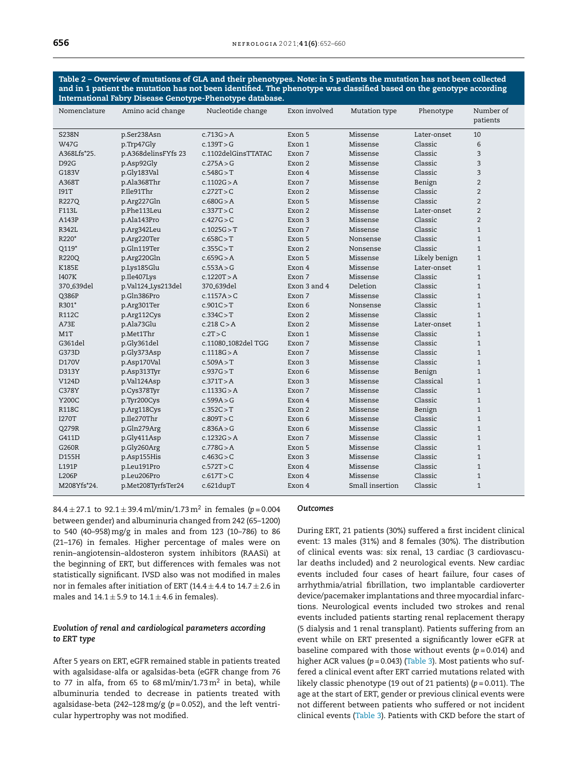**Table 2 – Overview of mutations of GLA and their phenotypes. Note: in 5 patients the mutation has not been collected and in 1 patient the mutation has not been identified. The phenotype was classified based on the genotype according International Fabry Disease Genotype-Phenotype database.**

| Nomenclature | Amino acid change | Nucleotide change | Exon involved | Mutation type | Phenotype | Number of patients |
|---|---|---|---|---|---|---|
| S238N | p.Ser238Asn | c.713G > A | Exon 5 | Missense | Later-onset | 10 |
| W47G | p.Trp47Gly | c.139T > G | Exon 1 | Missense | Classic | 6 |
| A368Lfs*25. | p.A368delinsFYfs 23 | c.1102delGinsTTATAC | Exon 7 | Missense | Classic | 3 |
| D92G | p.Asp92Gly | c.275A > G | Exon 2 | Missense | Classic | 3 |
| G183V | p.Gly183Val | c.548G > T | Exon 4 | Missense | Classic | 3 |
| A368T | p.Ala368Thr | c.1102G > A | Exon 7 | Missense | Benign | 2 |
| I91T | P.Ile91Thr | c.272T > C | Exon 2 | Missense | Classic | 2 |
| R227Q | p.Arg227Gln | c.680G > A | Exon 5 | Missense | Classic | 2 |
| F113L | p.Phe113Leu | c.337T > C | Exon 2 | Missense | Later-onset | 2 |
| A143P | p.Ala143Pro | c.427G > C | Exon 3 | Missense | Classic | 2 |
| R342L | p.Arg342Leu | c.1025G > T | Exon 7 | Missense | Classic | 1 |
| R220* | p.Arg220Ter | c.658C > T | Exon 5 | Nonsense | Classic | 1 |
| Q119* | p.Gln119Ter | c.355C > T | Exon 2 | Nonsense | Classic | 1 |
| R220Q | p.Arg220Gln | c.659G > A | Exon 5 | Missense | Likely benign | 1 |
| K185E | p.Lys185Glu | c.553A > G | Exon 4 | Missense | Later-onset | 1 |
| I407K | p.Ile407Lys | c.1220T > A | Exon 7 | Missense | Classic | 1 |
| 370_639del | p.Val124_Lys213del | 370_639del | Exon 3 and 4 | Deletion | Classic | 1 |
| Q386P | p.Gln386Pro | c.1157A > C | Exon 7 | Missense | Classic | 1 |
| R301* | p.Arg301Ter | c.901C > T | Exon 6 | Nonsense | Classic | 1 |
| R112C | p.Arg112Cys | c.334C > T | Exon 2 | Missense | Classic | 1 |
| A73E | p.Ala73Glu | c.218 C > A | Exon 2 | Missense | Later-onset | 1 |
| M1T | p.Met1Thr | c.2T > C | Exon 1 | Missense | Classic | 1 |
| G361del | p.Gly361del | c.11080_1082del TGG | Exon 7 | Missense | Classic | 1 |
| G373D | p.Gly373Asp | c.1118G > A | Exon 7 | Missense | Classic | 1 |
| D170V | p.Asp170Val | c.509A > T | Exon 3 | Missense | Classic | 1 |
| D313Y | p.Asp313Tyr | c.937G > T | Exon 6 | Missense | Benign | 1 |
| V124D | p.Val124Asp | c.371T > A | Exon 3 | Missense | Classical | 1 |
| C378Y | p.Cys378Tyr | c.1133G > A | Exon 7 | Missense | Classic | 1 |
| Y200C | p.Tyr200Cys | c.599A > G | Exon 4 | Missense | Classic | 1 |
| R118C | p.Arg118Cys | c.352C > T | Exon 2 | Missense | Benign | 1 |
| I270T | p.Ile270Thr | c.809T > C | Exon 6 | Missense | Classic | 1 |
| Q279R | p.Gln279Arg | c.836A > G | Exon 6 | Missense | Classic | 1 |
| G411D | p.Gly411Asp | c.1232G > A | Exon 7 | Missense | Classic | 1 |
| G260R | p.Gly260Arg | c.778G > A | Exon 5 | Missense | Classic | 1 |
| D155H | p.Asp155His | c.463G > C | Exon 3 | Missense | Classic | 1 |
| L191P | p.Leu191Pro | c.572T > C | Exon 4 | Missense | Classic | 1 |
| L206P | p.Leu206Pro | c.617T > C | Exon 4 | Missense | Classic | 1 |
| M208Yfs*24. | p.Met208TyrfsTer24 | c.621dupT | Exon 4 | Small insertion | Classic | 1 |

84.4 ± 27.1 to 92.1 ± 39.4 ml/min/1.73 $m^2$ in females ($p = 0.004$ between gender) and albuminuria changed from 242 (65–1200) to 540 (40–958) mg/g in males and from 123 (10–786) to 86 (21–176) in females. Higher percentage of males were on renin–angiotensin–aldosteron system inhibitors (RAASi) at the beginning of ERT, but differences with females was not statistically significant. IVSD also was not modified in males nor in females after initiation of ERT (14.4 ± 4.4 to 14.7 ± 2.6 in males and 14.1 ± 5.9 to 14.1 ± 4.6 in females).

### *Evolution of renal and cardiological parameters according to ERT type*

After 5 years on ERT, eGFR remained stable in patients treated with agalsidase-alfa or agalsidas-beta (eGFR change from 76 to 77 in alfa, from 65 to 68 ml/min/1.73 $m^2$ in beta), while albuminuria tended to decrease in patients treated with agalsidase-beta (242–128 mg/g ($p = 0.052$), and the left ventricular hypertrophy was not modified.

### *Outcomes*

During ERT, 21 patients (30%) suffered a first incident clinical event: 13 males (31%) and 8 females (30%). The distribution of clinical events was: six renal, 13 cardiac (3 cardiovascular deaths included) and 2 neurological events. New cardiac events included four cases of heart failure, four cases of arrhythmia/atrial fibrillation, two implantable cardioverter device/pacemaker implantations and three myocardial infarctions. Neurological events included two strokes and renal events included patients starting renal replacement therapy (5 dialysis and 1 renal transplant). Patients suffering from an event while on ERT presented a significantly lower eGFR at baseline compared with those without events ($p = 0.014$) and higher ACR values ($p = 0.043$) (Table 3). Most patients who suffered a clinical event after ERT carried mutations related with likely classic phenotype (19 out of 21 patients) ($p = 0.011$). The age at the start of ERT, gender or previous clinical events were not different between patients who suffered or not incident clinical events (Table 3). Patients with CKD before the start of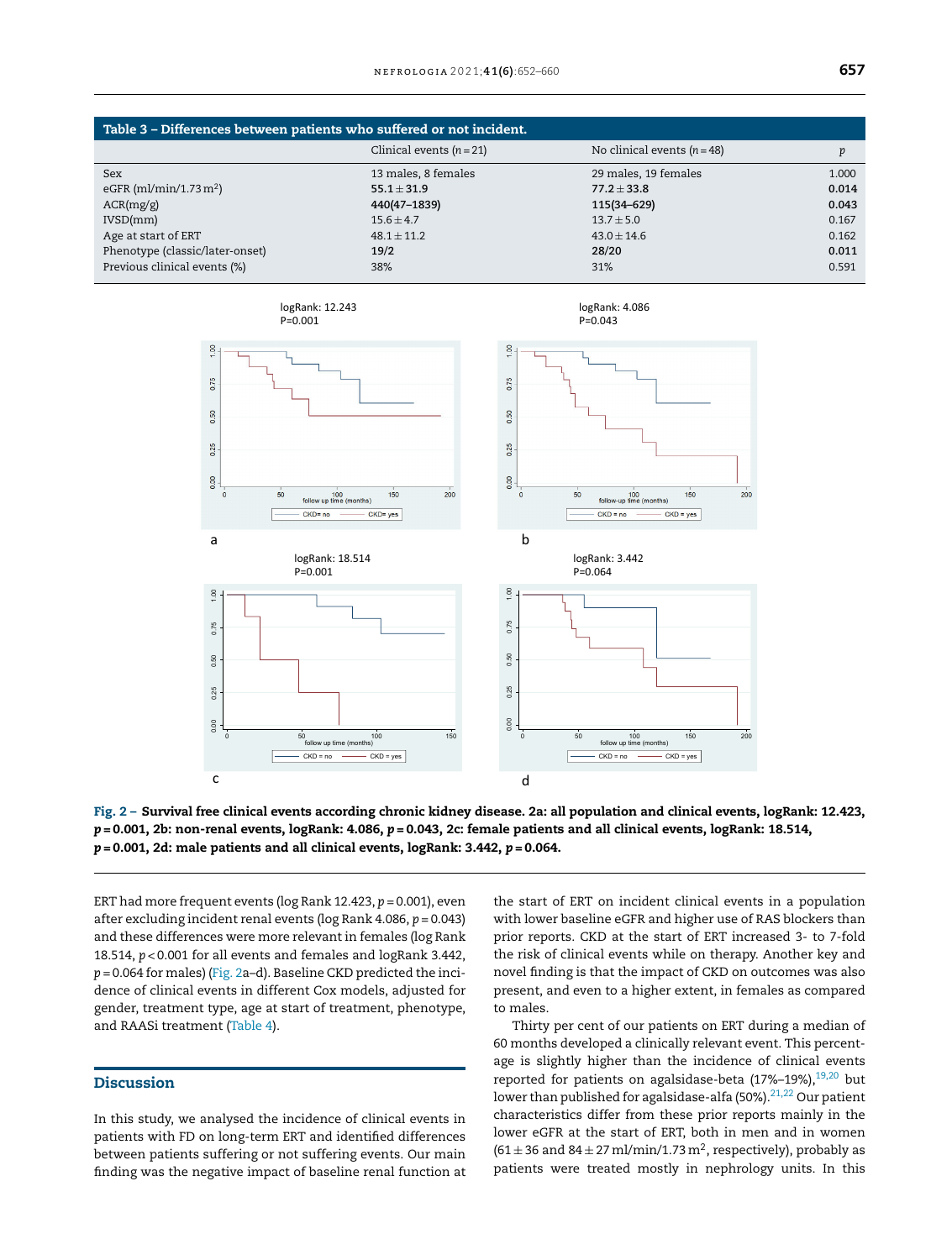**Table 3 – Differences between patients who suffered or not incident.**

| | Clinical events ($n=21$) | No clinical events ($n=48$) | $p$ |
|---|---|---|---|
| Sex | 13 males, 8 females | 29 males, 19 females | 1.000 |
| eGFR (ml/min/1.73 m$^2$) | **55.1 ± 31.9** | **77.2 ± 33.8** | **0.014** |
| ACR(mg/g) | **440(47–1839)** | **115(34–629)** | **0.043** |
| IVSD(mm) | 15.6 ± 4.7 | 13.7 ± 5.0 | 0.167 |
| Age at start of ERT | 48.1 ± 11.2 | 43.0 ± 14.6 | 0.162 |
| Phenotype (classic/later-onset) | **19/2** | **28/20** | **0.011** |
| Previous clinical events (%) | 38% | 31% | 0.591 |

**Fig. 2 – Survival free clinical events according chronic kidney disease. 2a: all population and clinical events, logRank: 12.423, $p=0.001$, 2b: non-renal events, logRank: 4.086, $p=0.043$, 2c: female patients and all clinical events, logRank: 18.514, $p=0.001$, 2d: male patients and all clinical events, logRank: 3.442, $p=0.064$.**

ERT had more frequent events (log Rank 12.423, $p=0.001$), even after excluding incident renal events (log Rank 4.086, $p=0.043$) and these differences were more relevant in females (log Rank 18.514, $p<0.001$ for all events and females and logRank 3.442, $p=0.064$ for males) (Fig. 2a–d). Baseline CKD predicted the incidence of clinical events in different Cox models, adjusted for gender, treatment type, age at start of treatment, phenotype, and RAASi treatment (Table 4).

## Discussion

In this study, we analysed the incidence of clinical events in patients with FD on long-term ERT and identified differences between patients suffering or not suffering events. Our main finding was the negative impact of baseline renal function at the start of ERT on incident clinical events in a population with lower baseline eGFR and higher use of RAS blockers than prior reports. CKD at the start of ERT increased 3- to 7-fold the risk of clinical events while on therapy. Another key and novel finding is that the impact of CKD on outcomes was also present, and even to a higher extent, in females as compared to males.

Thirty per cent of our patients on ERT during a median of 60 months developed a clinically relevant event. This percentage is slightly higher than the incidence of clinical events reported for patients on agalsidase-beta (17%–19%),[19,20] but lower than published for agalsidase-alfa (50%).[21,22] Our patient characteristics differ from these prior reports mainly in the lower eGFR at the start of ERT, both in men and in women (61 ± 36 and 84 ± 27 ml/min/1.73 m$^2$, respectively), probably as patients were treated mostly in nephrology units. In this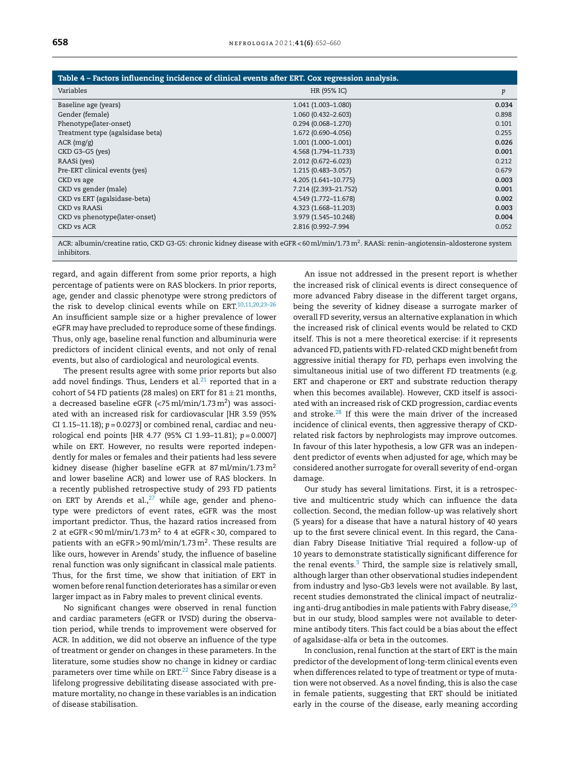**Table 4 – Factors influencing incidence of clinical events after ERT. Cox regression analysis.**

| Variables | HR (95% IC) | p |
|---|---|---|
| Baseline age (years) | 1.041 (1.003–1.080) | **0.034** |
| Gender (female) | 1.060 (0.432–2.603) | 0.898 |
| Phenotype(later-onset) | 0.294 (0.068–1.270) | 0.101 |
| Treatment type (agalsidase beta) | 1.672 (0.690–4.056) | 0.255 |
| ACR (mg/g) | 1.001 (1.000–1.001) | **0.026** |
| CKD G3–G5 (yes) | 4.568 (1.794–11.733) | **0.001** |
| RAASi (yes) | 2.012 (0.672–6.023) | 0.212 |
| Pre-ERT clinical events (yes) | 1.215 (0.483–3.057) | 0.679 |
| CKD vs age | 4.205 (1.641–10.775) | **0.003** |
| CKD vs gender (male) | 7.214 ((2.393–21.752) | **0.001** |
| CKD vs ERT (agalsidase-beta) | 4.549 (1.772–11.678) | **0.002** |
| CKD vs RAASi | 4.323 (1.668–11.203) | **0.003** |
| CKD vs phenotype(later-onset) | 3.979 (1.545–10.248) | **0.004** |
| CKD vs ACR | 2.816 (0.992–7.994 | 0.052 |

ACR: albumin/creatine ratio, CKD G3-G5: chronic kidney disease with eGFR < 60 ml/min/1.73 $m^2$. RAASi: renin–angiotensin–aldosterone system inhibitors.

regard, and again different from some prior reports, a high percentage of patients were on RAS blockers. In prior reports, age, gender and classic phenotype were strong predictors of the risk to develop clinical events while on ERT.[10,11,20,23–26] An insufficient sample size or a higher prevalence of lower eGFR may have precluded to reproduce some of these findings. Thus, only age, baseline renal function and albuminuria were predictors of incident clinical events, and not only of renal events, but also of cardiological and neurological events.

The present results agree with some prior reports but also add novel findings. Thus, Lenders et al.[21] reported that in a cohort of 54 FD patients (28 males) on ERT for $81 \pm 21$ months, a decreased baseline eGFR (<75 ml/min/1.73 $m^2$) was associated with an increased risk for cardiovascular [HR 3.59 (95% CI 1.15–11.18); $p = 0.0273$] or combined renal, cardiac and neurological end points [HR 4.77 (95% CI 1.93–11.81); $p = 0.0007$] while on ERT. However, no results were reported independently for males or females and their patients had less severe kidney disease (higher baseline eGFR at 87 ml/min/1.73 $m^2$ and lower baseline ACR) and lower use of RAS blockers. In a recently published retrospective study of 293 FD patients on ERT by Arends et al.,[27] while age, gender and phenotype were predictors of event rates, eGFR was the most important predictor. Thus, the hazard ratios increased from 2 at eGFR < 90 ml/min/1.73 $m^2$ to 4 at eGFR < 30, compared to patients with an eGFR > 90 ml/min/1.73 $m^2$. These results are like ours, however in Arends' study, the influence of baseline renal function was only significant in classical male patients. Thus, for the first time, we show that initiation of ERT in women before renal function deteriorates has a similar or even larger impact as in Fabry males to prevent clinical events.

No significant changes were observed in renal function and cardiac parameters (eGFR or IVSD) during the observation period, while trends to improvement were observed for ACR. In addition, we did not observe an influence of the type of treatment or gender on changes in these parameters. In the literature, some studies show no change in kidney or cardiac parameters over time while on ERT.[22] Since Fabry disease is a lifelong progressive debilitating disease associated with premature mortality, no change in these variables is an indication of disease stabilisation.

An issue not addressed in the present report is whether the increased risk of clinical events is direct consequence of more advanced Fabry disease in the different target organs, being the severity of kidney disease a surrogate marker of overall FD severity, versus an alternative explanation in which the increased risk of clinical events would be related to CKD itself. This is not a mere theoretical exercise: if it represents advanced FD, patients with FD-related CKD might benefit from aggressive initial therapy for FD, perhaps even involving the simultaneous initial use of two different FD treatments (e.g. ERT and chaperone or ERT and substrate reduction therapy when this becomes available). However, CKD itself is associated with an increased risk of CKD progression, cardiac events and stroke.[28] If this were the main driver of the increased incidence of clinical events, then aggressive therapy of CKD-related risk factors by nephrologists may improve outcomes. In favour of this later hypothesis, a low GFR was an independent predictor of events when adjusted for age, which may be considered another surrogate for overall severity of end-organ damage.

Our study has several limitations. First, it is a retrospective and multicentric study which can influence the data collection. Second, the median follow-up was relatively short (5 years) for a disease that have a natural history of 40 years up to the first severe clinical event. In this regard, the Canadian Fabry Disease Initiative Trial required a follow-up of 10 years to demonstrate statistically significant difference for the renal events.[3] Third, the sample size is relatively small, although larger than other observational studies independent from industry and lyso-Gb3 levels were not available. By last, recent studies demonstrated the clinical impact of neutralizing anti-drug antibodies in male patients with Fabry disease,[29] but in our study, blood samples were not available to determine antibody titers. This fact could be a bias about the effect of agalsidase-alfa or beta in the outcomes.

In conclusion, renal function at the start of ERT is the main predictor of the development of long-term clinical events even when differences related to type of treatment or type of mutation were not observed. As a novel finding, this is also the case in female patients, suggesting that ERT should be initiated early in the course of the disease, early meaning according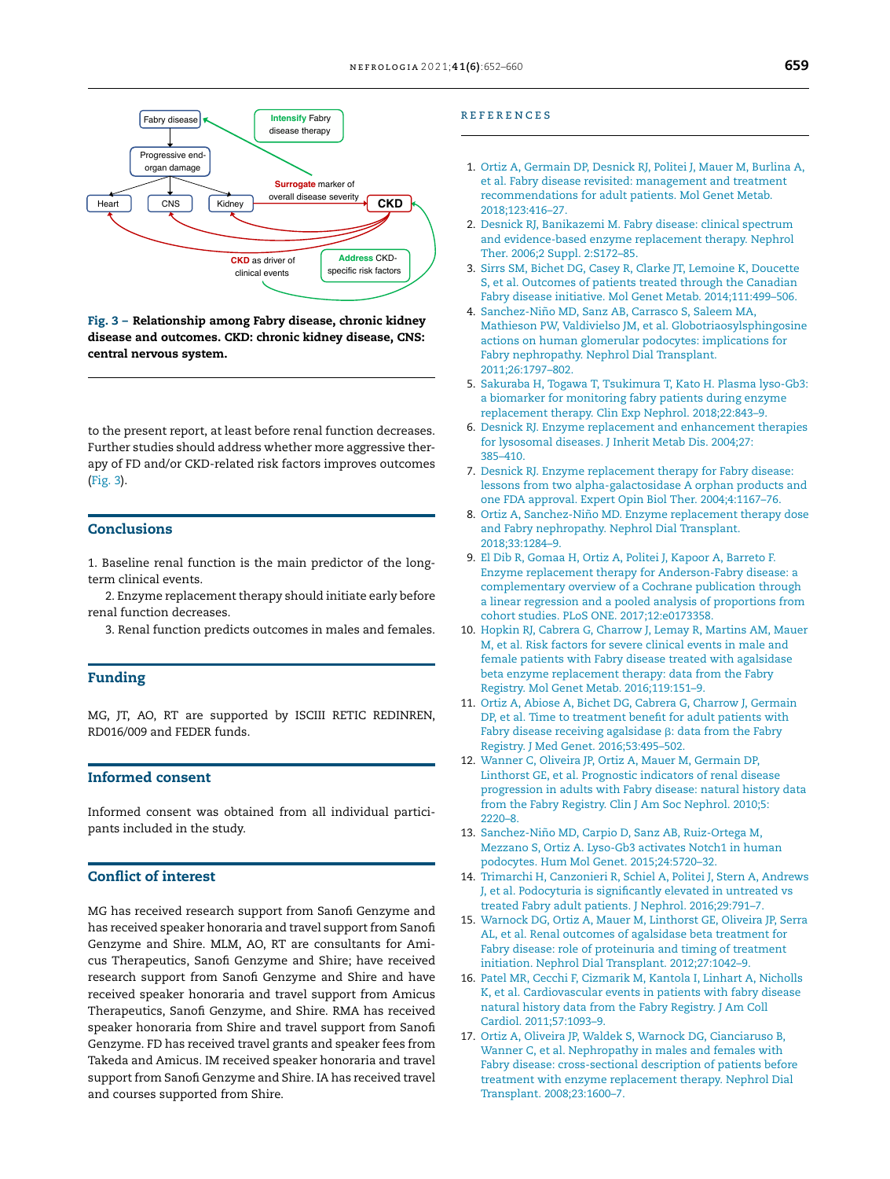Fig. 3 – **Relationship among Fabry disease, chronic kidney disease and outcomes. CKD: chronic kidney disease, CNS: central nervous system.**

to the present report, at least before renal function decreases. Further studies should address whether more aggressive therapy of FD and/or CKD-related risk factors improves outcomes (Fig. 3).

## Conclusions

1. Baseline renal function is the main predictor of the long-term clinical events.

2. Enzyme replacement therapy should initiate early before renal function decreases.

3. Renal function predicts outcomes in males and females.

## Funding

MG, JT, AO, RT are supported by ISCIII RETIC REDINREN, RD016/009 and FEDER funds.

## Informed consent

Informed consent was obtained from all individual participants included in the study.

## Conflict of interest

MG has received research support from Sanofi Genzyme and has received speaker honoraria and travel support from Sanofi Genzyme and Shire. MLM, AO, RT are consultants for Amicus Therapeutics, Sanofi Genzyme and Shire; have received research support from Sanofi Genzyme and Shire and have received speaker honoraria and travel support from Amicus Therapeutics, Sanofi Genzyme, and Shire. RMA has received speaker honoraria from Shire and travel support from Sanofi Genzyme. FD has received travel grants and speaker fees from Takeda and Amicus. IM received speaker honoraria and travel support from Sanofi Genzyme and Shire. IA has received travel and courses supported from Shire.

## REFERENCES

1. Ortiz A, Germain DP, Desnick RJ, Politei J, Mauer M, Burlina A, et al. Fabry disease revisited: management and treatment recommendations for adult patients. Mol Genet Metab. 2018;123:416–27.
2. Desnick RJ, Banikazemi M. Fabry disease: clinical spectrum and evidence-based enzyme replacement therapy. Nephrol Ther. 2006;2 Suppl. 2:S172–85.
3. Sirrs SM, Bichet DG, Casey R, Clarke JT, Lemoine K, Doucette S, et al. Outcomes of patients treated through the Canadian Fabry disease initiative. Mol Genet Metab. 2014;111:499–506.
4. Sanchez-Niño MD, Sanz AB, Carrasco S, Saleem MA, Mathieson PW, Valdivielso JM, et al. Globotriaosylsphingosine actions on human glomerular podocytes: implications for Fabry nephropathy. Nephrol Dial Transplant. 2011;26:1797–802.
5. Sakuraba H, Togawa T, Tsukimura T, Kato H. Plasma lyso-Gb3: a biomarker for monitoring fabry patients during enzyme replacement therapy. Clin Exp Nephrol. 2018;22:843–9.
6. Desnick RJ. Enzyme replacement and enhancement therapies for lysosomal diseases. J Inherit Metab Dis. 2004;27: 385–410.
7. Desnick RJ. Enzyme replacement therapy for Fabry disease: lessons from two alpha-galactosidase A orphan products and one FDA approval. Expert Opin Biol Ther. 2004;4:1167–76.
8. Ortiz A, Sanchez-Niño MD. Enzyme replacement therapy dose and Fabry nephropathy. Nephrol Dial Transplant. 2018;33:1284–9.
9. El Dib R, Gomaa H, Ortiz A, Politei J, Kapoor A, Barreto F. Enzyme replacement therapy for Anderson-Fabry disease: a complementary overview of a Cochrane publication through a linear regression and a pooled analysis of proportions from cohort studies. PLoS ONE. 2017;12:e0173358.
10. Hopkin RJ, Cabrera G, Charrow J, Lemay R, Martins AM, Mauer M, et al. Risk factors for severe clinical events in male and female patients with Fabry disease treated with agalsidase beta enzyme replacement therapy: data from the Fabry Registry. Mol Genet Metab. 2016;119:151–9.
11. Ortiz A, Abiose A, Bichet DG, Cabrera G, Charrow J, Germain DP, et al. Time to treatment benefit for adult patients with Fabry disease receiving agalsidase β: data from the Fabry Registry. J Med Genet. 2016;53:495–502.
12. Wanner C, Oliveira JP, Ortiz A, Mauer M, Germain DP, Linthorst GE, et al. Prognostic indicators of renal disease progression in adults with Fabry disease: natural history data from the Fabry Registry. Clin J Am Soc Nephrol. 2010;5: 2220–8.
13. Sanchez-Niño MD, Carpio D, Sanz AB, Ruiz-Ortega M, Mezzano S, Ortiz A. Lyso-Gb3 activates Notch1 in human podocytes. Hum Mol Genet. 2015;24:5720–32.
14. Trimarchi H, Canzonieri R, Schiel A, Politei J, Stern A, Andrews J, et al. Podocyturia is significantly elevated in untreated vs treated Fabry adult patients. J Nephrol. 2016;29:791–7.
15. Warnock DG, Ortiz A, Mauer M, Linthorst GE, Oliveira JP, Serra AL, et al. Renal outcomes of agalsidase beta treatment for Fabry disease: role of proteinuria and timing of treatment initiation. Nephrol Dial Transplant. 2012;27:1042–9.
16. Patel MR, Cecchi F, Cizmarik M, Kantola I, Linhart A, Nicholls K, et al. Cardiovascular events in patients with fabry disease natural history data from the Fabry Registry. J Am Coll Cardiol. 2011;57:1093–9.
17. Ortiz A, Oliveira JP, Waldek S, Warnock DG, Cianciaruso B, Wanner C, et al. Nephropathy in males and females with Fabry disease: cross-sectional description of patients before treatment with enzyme replacement therapy. Nephrol Dial Transplant. 2008;23:1600–7.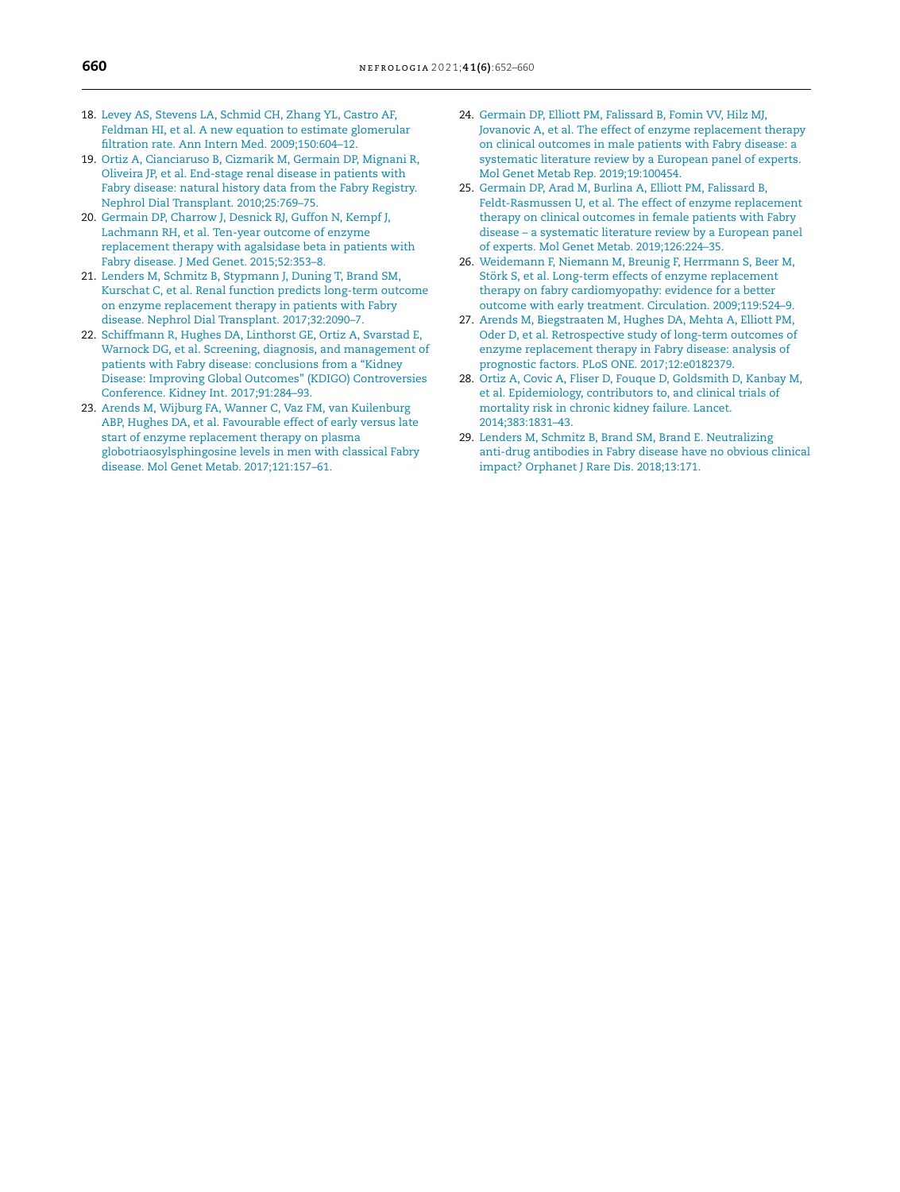18. Levey AS, Stevens LA, Schmid CH, Zhang YL, Castro AF, Feldman HI, et al. A new equation to estimate glomerular filtration rate. Ann Intern Med. 2009;150:604–12.
19. Ortiz A, Cianciaruso B, Cizmarik M, Germain DP, Mignani R, Oliveira JP, et al. End-stage renal disease in patients with Fabry disease: natural history data from the Fabry Registry. Nephrol Dial Transplant. 2010;25:769–75.
20. Germain DP, Charrow J, Desnick RJ, Guffon N, Kempf J, Lachmann RH, et al. Ten-year outcome of enzyme replacement therapy with agalsidase beta in patients with Fabry disease. J Med Genet. 2015;52:353–8.
21. Lenders M, Schmitz B, Stypmann J, Duning T, Brand SM, Kurschat C, et al. Renal function predicts long-term outcome on enzyme replacement therapy in patients with Fabry disease. Nephrol Dial Transplant. 2017;32:2090–7.
22. Schiffmann R, Hughes DA, Linthorst GE, Ortiz A, Svarstad E, Warnock DG, et al. Screening, diagnosis, and management of patients with Fabry disease: conclusions from a "Kidney Disease: Improving Global Outcomes" (KDIGO) Controversies Conference. Kidney Int. 2017;91:284–93.
23. Arends M, Wijburg FA, Wanner C, Vaz FM, van Kuilenburg ABP, Hughes DA, et al. Favourable effect of early versus late start of enzyme replacement therapy on plasma globotriaosylsphingosine levels in men with classical Fabry disease. Mol Genet Metab. 2017;121:157–61.
24. Germain DP, Elliott PM, Falissard B, Fomin VV, Hilz MJ, Jovanovic A, et al. The effect of enzyme replacement therapy on clinical outcomes in male patients with Fabry disease: a systematic literature review by a European panel of experts. Mol Genet Metab Rep. 2019;19:100454.
25. Germain DP, Arad M, Burlina A, Elliott PM, Falissard B, Feldt-Rasmussen U, et al. The effect of enzyme replacement therapy on clinical outcomes in female patients with Fabry disease – a systematic literature review by a European panel of experts. Mol Genet Metab. 2019;126:224–35.
26. Weidemann F, Niemann M, Breunig F, Herrmann S, Beer M, Störk S, et al. Long-term effects of enzyme replacement therapy on fabry cardiomyopathy: evidence for a better outcome with early treatment. Circulation. 2009;119:524–9.
27. Arends M, Biegstraaten M, Hughes DA, Mehta A, Elliott PM, Oder D, et al. Retrospective study of long-term outcomes of enzyme replacement therapy in Fabry disease: analysis of prognostic factors. PLoS ONE. 2017;12:e0182379.
28. Ortiz A, Covic A, Fliser D, Fouque D, Goldsmith D, Kanbay M, et al. Epidemiology, contributors to, and clinical trials of mortality risk in chronic kidney failure. Lancet. 2014;383:1831–43.
29. Lenders M, Schmitz B, Brand SM, Brand E. Neutralizing anti-drug antibodies in Fabry disease have no obvious clinical impact? Orphanet J Rare Dis. 2018;13:171.